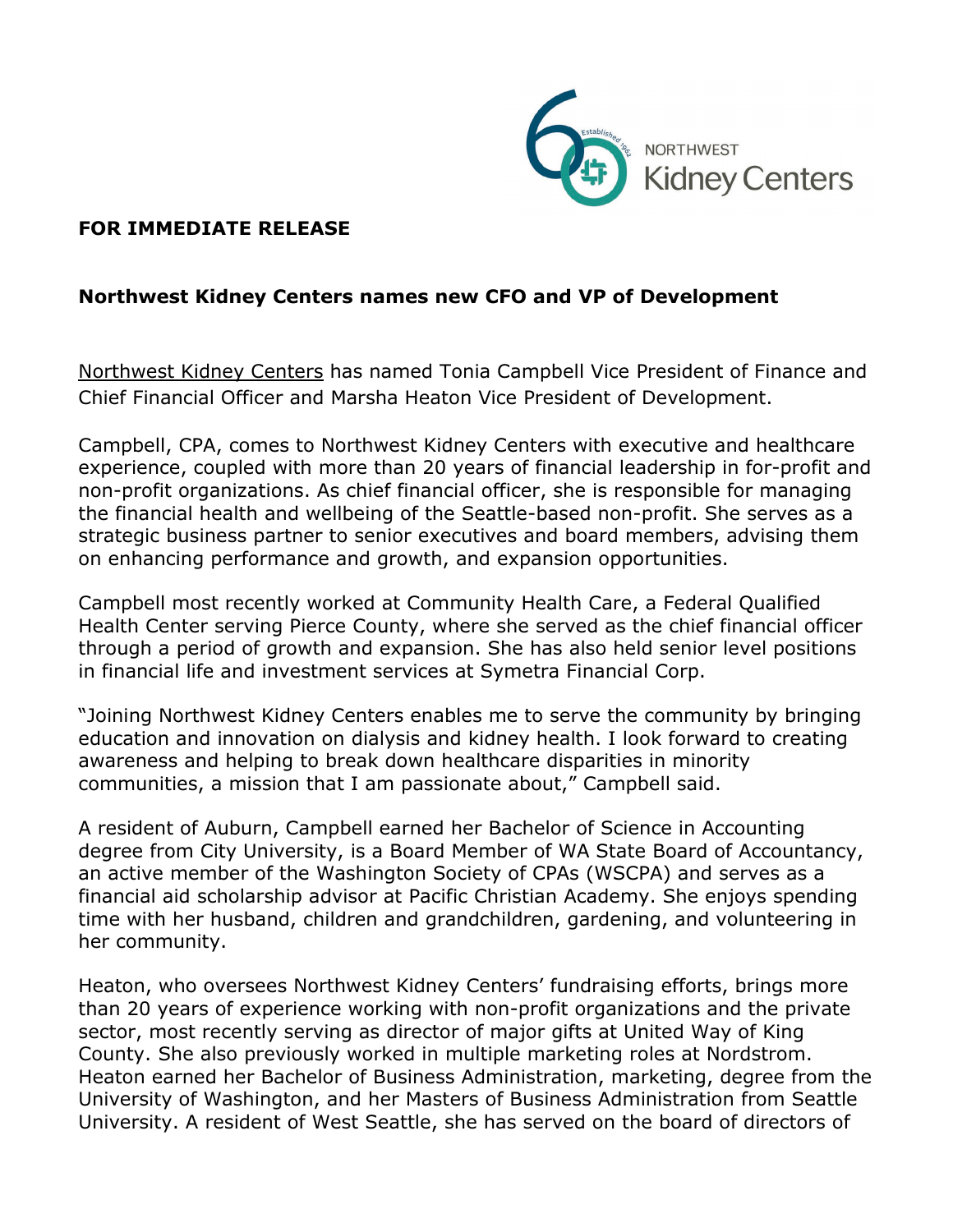**FOR IMMEDIATE RELEASE**

**Northwest Kidney Centers names new CFO and VP of Development**

Northwest Kidney Centers has named Tonia Campbell Vice President of Finance and Chief Financial Officer and Marsha Heaton Vice President of Development.

Campbell, CPA, comes to Northwest Kidney Centers with executive and healthcare experience, coupled with more than 20 years of financial leadership in for-profit and non-profit organizations. As chief financial officer, she is responsible for managing the financial health and wellbeing of the Seattle-based non-profit. She serves as a strategic business partner to senior executives and board members, advising them on enhancing performance and growth, and expansion opportunities.

Campbell most recently worked at Community Health Care, a Federal Qualified Health Center serving Pierce County, where she served as the chief financial officer through a period of growth and expansion. She has also held senior level positions in financial life and investment services at Symetra Financial Corp.

"Joining Northwest Kidney Centers enables me to serve the community by bringing education and innovation on dialysis and kidney health. I look forward to creating awareness and helping to break down healthcare disparities in minority communities, a mission that I am passionate about," Campbell said.

A resident of Auburn, Campbell earned her Bachelor of Science in Accounting degree from City University, is a Board Member of WA State Board of Accountancy, an active member of the Washington Society of CPAs (WSCPA) and serves as a financial aid scholarship advisor at Pacific Christian Academy. She enjoys spending time with her husband, children and grandchildren, gardening, and volunteering in her community.

Heaton, who oversees Northwest Kidney Centers' fundraising efforts, brings more than 20 years of experience working with non-profit organizations and the private sector, most recently serving as director of major gifts at United Way of King County. She also previously worked in multiple marketing roles at Nordstrom. Heaton earned her Bachelor of Business Administration, marketing, degree from the University of Washington, and her Masters of Business Administration from Seattle University. A resident of West Seattle, she has served on the board of directors of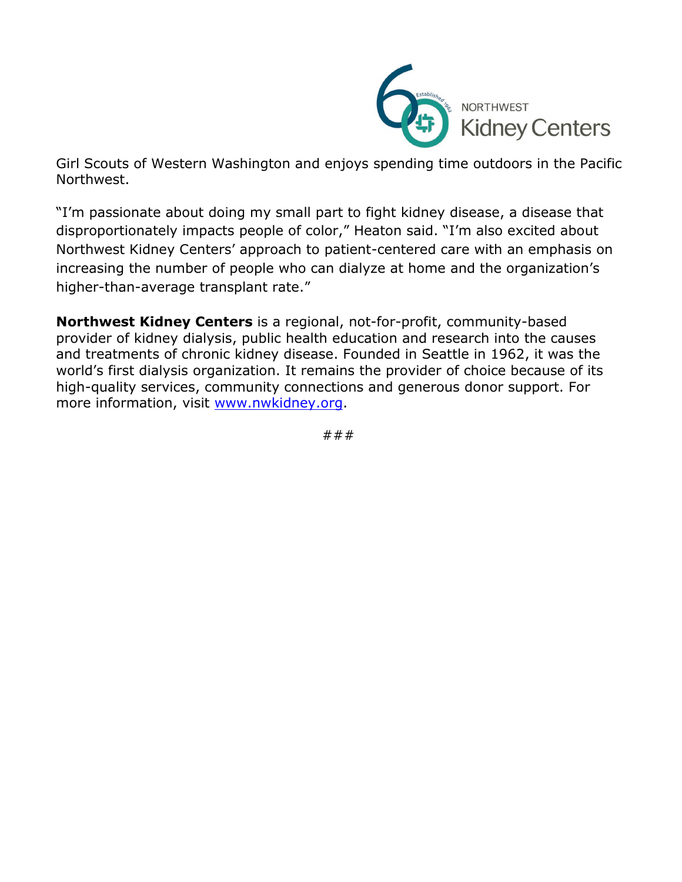Girl Scouts of Western Washington and enjoys spending time outdoors in the Pacific Northwest.

"I'm passionate about doing my small part to fight kidney disease, a disease that disproportionately impacts people of color," Heaton said. "I'm also excited about Northwest Kidney Centers' approach to patient-centered care with an emphasis on increasing the number of people who can dialyze at home and the organization's higher-than-average transplant rate."

**Northwest Kidney Centers** is a regional, not-for-profit, community-based provider of kidney dialysis, public health education and research into the causes and treatments of chronic kidney disease. Founded in Seattle in 1962, it was the world's first dialysis organization. It remains the provider of choice because of its high-quality services, community connections and generous donor support. For more information, visit [www.nwkidney.org](http://www.nwkidney.org).

###